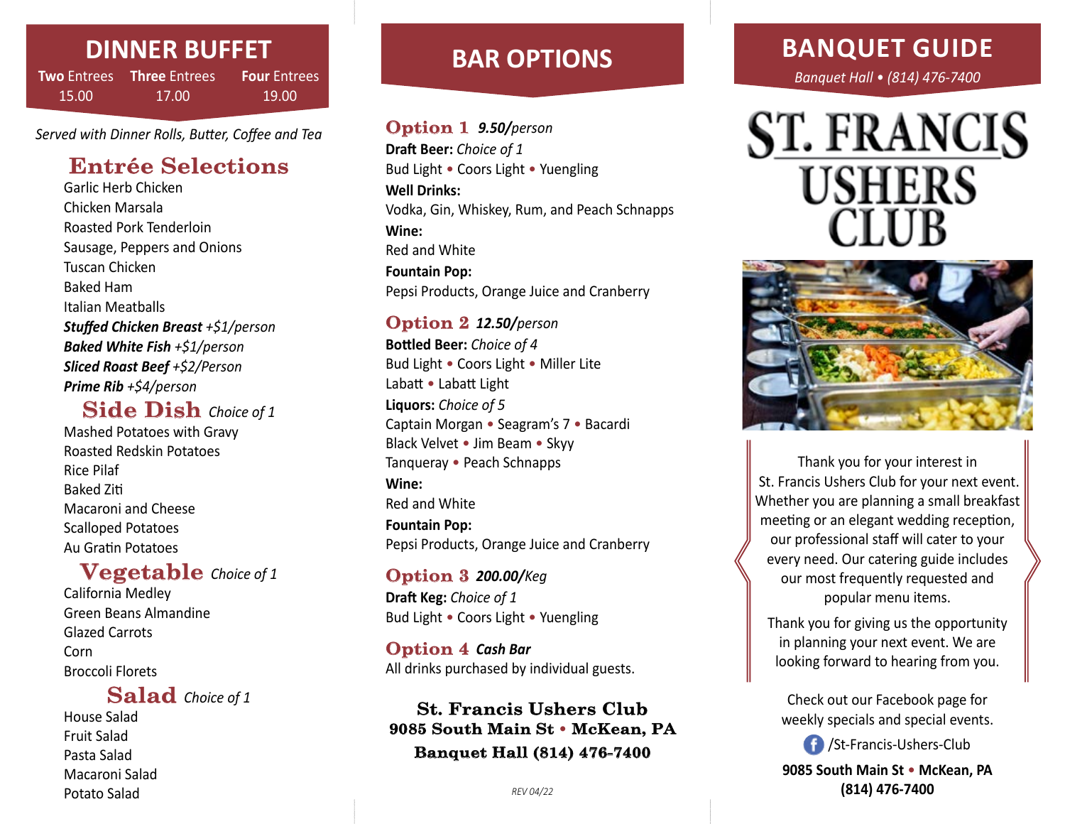# DINNER BUFFET

| Two Entrees | Three Entrees | Four Entrees |
|---|---|---|
| 15.00 | 17.00 | 19.00 |

*Served with Dinner Rolls, Butter, Coffee and Tea*

## Entrée Selections

Garlic Herb Chicken
Chicken Marsala
Roasted Pork Tenderloin
Sausage, Peppers and Onions
Tuscan Chicken
Baked Ham
Italian Meatballs
***Stuffed Chicken Breast*** *+$1/person*
***Baked White Fish*** *+$1/person*
***Sliced Roast Beef*** *+$2/Person*
***Prime Rib*** *+$4/person*

## Side Dish *Choice of 1*

Mashed Potatoes with Gravy
Roasted Redskin Potatoes
Rice Pilaf
Baked Ziti
Macaroni and Cheese
Scalloped Potatoes
Au Gratin Potatoes

## Vegetable *Choice of 1*

California Medley
Green Beans Almandine
Glazed Carrots
Corn
Broccoli Florets

## Salad *Choice of 1*

House Salad
Fruit Salad
Pasta Salad
Macaroni Salad
Potato Salad

# BAR OPTIONS

## Option 1 ***9.50/****person*

**Draft Beer:** *Choice of 1*
Bud Light • Coors Light • Yuengling
**Well Drinks:**
Vodka, Gin, Whiskey, Rum, and Peach Schnapps
**Wine:**
Red and White
**Fountain Pop:**
Pepsi Products, Orange Juice and Cranberry

## Option 2 ***12.50/****person*

**Bottled Beer:** *Choice of 4*
Bud Light • Coors Light • Miller Lite
Labatt • Labatt Light
**Liquors:** *Choice of 5*
Captain Morgan • Seagram's 7 • Bacardi
Black Velvet • Jim Beam • Skyy
Tanqueray • Peach Schnapps
**Wine:**
Red and White
**Fountain Pop:**
Pepsi Products, Orange Juice and Cranberry

## Option 3 ***200.00/****Keg*

**Draft Keg:** *Choice of 1*
Bud Light • Coors Light • Yuengling

## Option 4 ***Cash Bar***

All drinks purchased by individual guests.

**St. Francis Ushers Club**
**9085 South Main St • McKean, PA**
**Banquet Hall (814) 476-7400**

*REV 04/22*

# BANQUET GUIDE

*Banquet Hall • (814) 476-7400*

# ST. FRANCIS USHERS CLUB

Thank you for your interest in St. Francis Ushers Club for your next event. Whether you are planning a small breakfast meeting or an elegant wedding reception, our professional staff will cater to your every need. Our catering guide includes our most frequently requested and popular menu items.

Thank you for giving us the opportunity in planning your next event. We are looking forward to hearing from you.

Check out our Facebook page for weekly specials and special events.

/St-Francis-Ushers-Club

**9085 South Main St • McKean, PA**
**(814) 476-7400**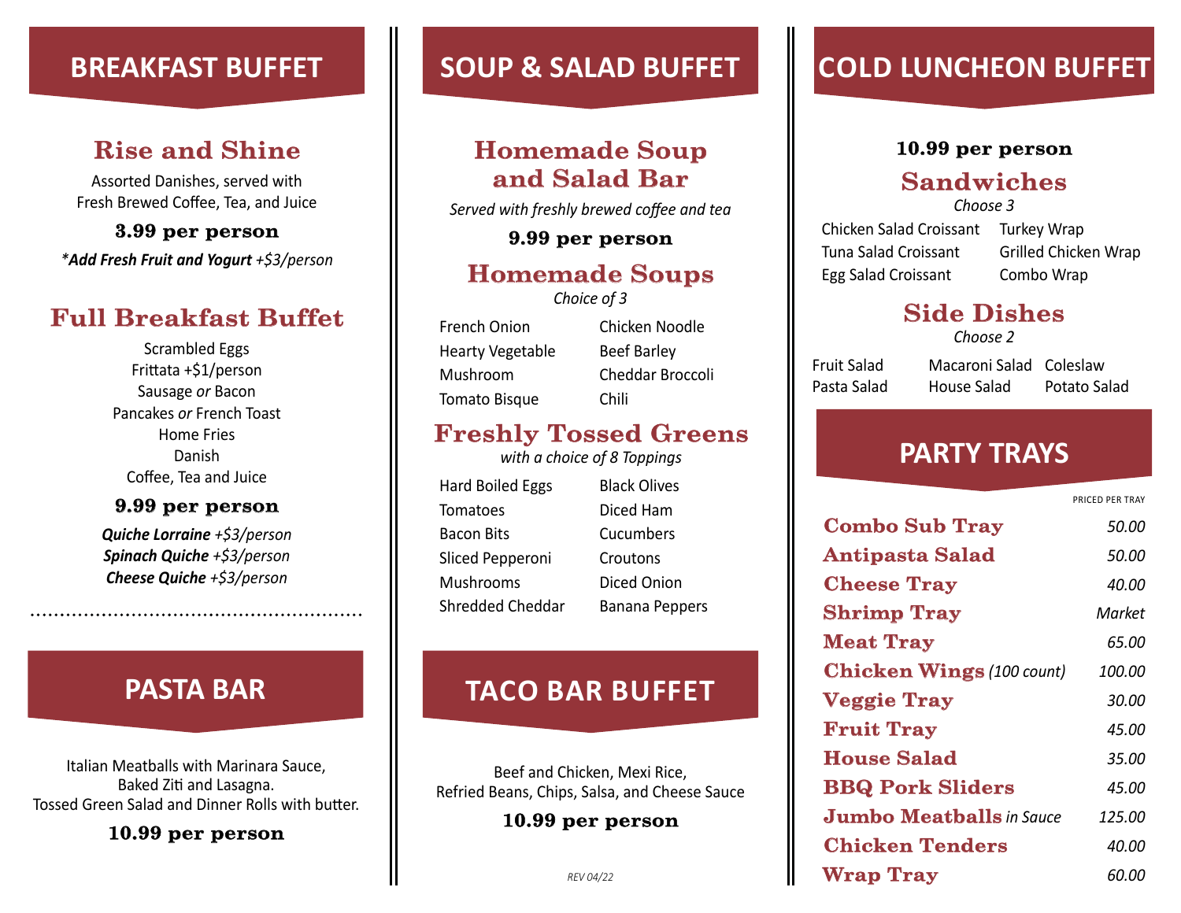# BREAKFAST BUFFET

## Rise and Shine

Assorted Danishes, served with
Fresh Brewed Coffee, Tea, and Juice

**3.99 per person**

***Add Fresh Fruit and Yogurt** +$3/person*

## Full Breakfast Buffet

Scrambled Eggs
Frittata +$1/person
Sausage *or* Bacon
Pancakes *or* French Toast
Home Fries
Danish
Coffee, Tea and Juice

**9.99 per person**

***Quiche Lorraine** +$3/person*
***Spinach Quiche** +$3/person*
***Cheese Quiche** +$3/person*

# PASTA BAR

Italian Meatballs with Marinara Sauce,
Baked Ziti and Lasagna.
Tossed Green Salad and Dinner Rolls with butter.

**10.99 per person**

# SOUP & SALAD BUFFET

## Homemade Soup and Salad Bar

*Served with freshly brewed coffee and tea*

**9.99 per person**

## Homemade Soups

*Choice of 3*

| | |
|---|---|
| French Onion | Chicken Noodle |
| Hearty Vegetable | Beef Barley |
| Mushroom | Cheddar Broccoli |
| Tomato Bisque | Chili |

## Freshly Tossed Greens

*with a choice of 8 Toppings*

| | |
|---|---|
| Hard Boiled Eggs | Black Olives |
| Tomatoes | Diced Ham |
| Bacon Bits | Cucumbers |
| Sliced Pepperoni | Croutons |
| Mushrooms | Diced Onion |
| Shredded Cheddar | Banana Peppers |

# TACO BAR BUFFET

Beef and Chicken, Mexi Rice,
Refried Beans, Chips, Salsa, and Cheese Sauce

**10.99 per person**

*REV 04/22*

# COLD LUNCHEON BUFFET

**10.99 per person**

## Sandwiches

*Choose 3*

| | |
|---|---|
| Chicken Salad Croissant | Turkey Wrap |
| Tuna Salad Croissant | Grilled Chicken Wrap |
| Egg Salad Croissant | Combo Wrap |

## Side Dishes

*Choose 2*

| | | |
|---|---|---|
| Fruit Salad | Macaroni Salad | Coleslaw |
| Pasta Salad | House Salad | Potato Salad |

# PARTY TRAYS

| | PRICED PER TRAY |
|---|---|
| **Combo Sub Tray** | *50.00* |
| **Antipasta Salad** | *50.00* |
| **Cheese Tray** | *40.00* |
| **Shrimp Tray** | *Market* |
| **Meat Tray** | *65.00* |
| **Chicken Wings** *(100 count)* | *100.00* |
| **Veggie Tray** | *30.00* |
| **Fruit Tray** | *45.00* |
| **House Salad** | *35.00* |
| **BBQ Pork Sliders** | *45.00* |
| **Jumbo Meatballs** *in Sauce* | *125.00* |
| **Chicken Tenders** | *40.00* |
| **Wrap Tray** | *60.00* |